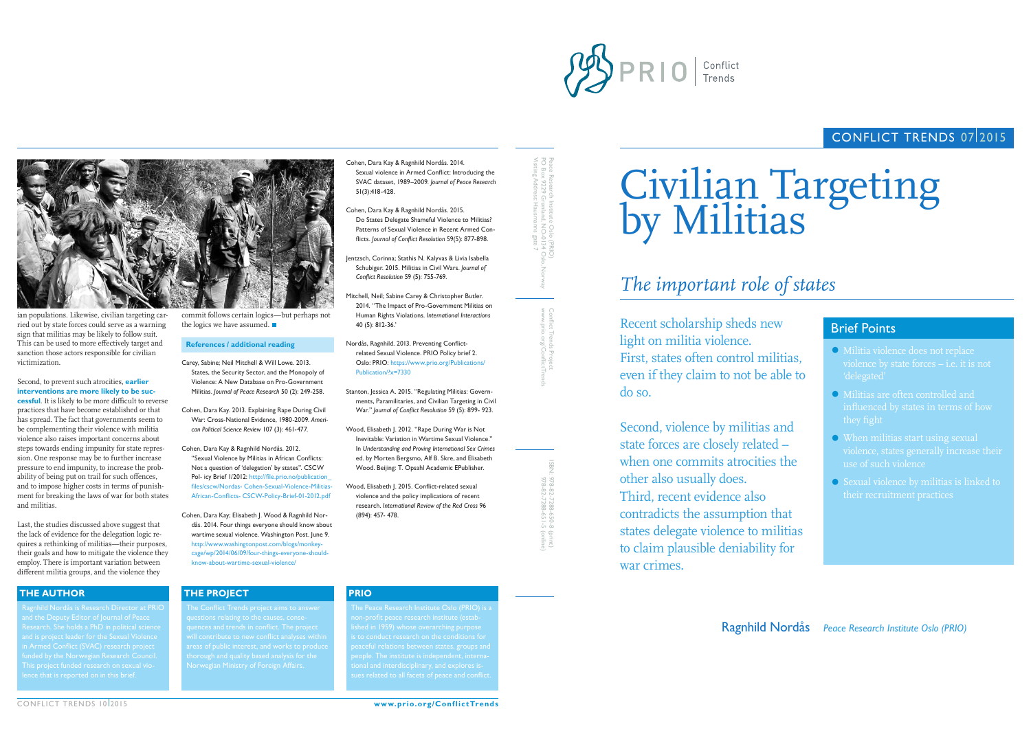ian populations. Likewise, civilian targeting carried out by state forces could serve as a warning sign that militias may be likely to follow suit. This can be used to more effectively target and sanction those actors responsible for civilian victimization.

Second, to prevent such atrocities, **earlier interventions are more likely to be successful**. It is likely to be more difficult to reverse practices that have become established or that has spread. The fact that governments seem to be complementing their violence with militia violence also raises important concerns about steps towards ending impunity for state repression. One response may be to further increase pressure to end impunity, to increase the probability of being put on trail for such offences, and to impose higher costs in terms of punishment for breaking the laws of war for both states and militias.

Last, the studies discussed above suggest that the lack of evidence for the delegation logic requires a rethinking of militias—their purposes, their goals and how to mitigate the violence they employ. There is important variation between different militia groups, and the violence they commit follows certain logics—but perhaps not the logics we have assumed. ■

### References / additional reading

Carey, Sabine; Neil Mitchell & Will Lowe. 2013. States, the Security Sector, and the Monopoly of Violence: A New Database on Pro-Government Militias. *Journal of Peace Research* 50 (2): 249-258.

Cohen, Dara Kay. 2013. Explaining Rape During Civil War: Cross-National Evidence, 1980-2009. *American Political Science Review* 107 (3): 461-477.

Cohen, Dara Kay & Ragnhild Nordås. 2012. "Sexual Violence by Militias in African Conflicts: Not a question of 'delegation' by states". CSCW Policy Brief 1/2012: http://file.prio.no/publication_files/cscw/Nordas- Cohen-Sexual-Violence-Militias-African-Conflicts- CSCW-Policy-Brief-01-2012.pdf

Cohen, Dara Kay; Elisabeth J. Wood & Ragnhild Nordås. 2014. Four things everyone should know about wartime sexual violence. Washington Post. June 9. http://www.washingtonpost.com/blogs/monkey-cage/wp/2014/06/09/four-things-everyone-should-know-about-wartime-sexual-violence/

Cohen, Dara Kay & Ragnhild Nordås. 2014. Sexual violence in Armed Conflict: Introducing the SVAC dataset, 1989–2009. *Journal of Peace Research* 51(3):418-428.

Cohen, Dara Kay & Ragnhild Nordås. 2015. Do States Delegate Shameful Violence to Militias? Patterns of Sexual Violence in Recent Armed Conflicts. *Journal of Conflict Resolution* 59(5): 877-898.

Jentzsch, Corinna; Stathis N. Kalyvas & Livia Isabella Schubiger. 2015. Militias in Civil Wars. *Journal of Conflict Resolution* 59 (5): 755-769.

Mitchell, Neil; Sabine Carey & Christopher Butler. 2014. "The Impact of Pro-Government Militias on Human Rights Violations. *International Interactions* 40 (5): 812-36.'

Nordås, Ragnhild. 2013. Preventing Conflict-related Sexual Violence. PRIO Policy brief 2. Oslo: PRIO: https://www.prio.org/Publications/Publication/?x=7330

Stanton, Jessica A. 2015. "Regulating Militias: Governments, Paramilitaries, and Civilian Targeting in Civil War." *Journal of Conflict Resolution* 59 (5): 899- 923.

Wood, Elisabeth J. 2012. "Rape During War is Not Inevitable: Variation in Wartime Sexual Violence." In *Understanding and Proving International Sex Crimes* ed. by Morten Bergsmo, Alf B. Skre, and Elisabeth Wood. Beijing: T. Opsahl Academic EPublisher.

Wood, Elisabeth J. 2015. Conflict-related sexual violence and the policy implications of recent research. *International Review of the Red Cross* 96 (894): 457- 478.

### THE AUTHOR

Ragnhild Nordås is Research Director at PRIO and the Deputy Editor of Journal of Peace Research. She holds a PhD in political science and is project leader for the Sexual Violence in Armed Conflict (SVAC) research project funded by the Norwegian Research Council. This project funded research on sexual violence that is reported on in this brief.

### THE PROJECT

The Conflict Trends project aims to answer questions relating to the causes, consequences and trends in conflict. The project will contribute to new conflict analyses within areas of public interest, and works to produce thorough and quality based analysis for the Norwegian Ministry of Foreign Affairs.

### PRIO

The Peace Research Institute Oslo (PRIO) is a non-profit peace research institute (established in 1959) whose overarching purpose is to conduct research on the conditions for peaceful relations between states, groups and people. The institute is independent, international and interdisciplinary, and explores issues related to all facets of peace and conflict.

Peace Research Institute Oslo (PRIO)
PO Box 9229 Grønland, NO-0134 Oslo, Norway
Visiting Address: Hausmanns gate 7

Conflict Trends Project
www.prio.org/ConflictTrends

ISBN: 978-82-7288-650-8 (print)
978-82-7288-651-5 (online)

PRIO Conflict Trends

CONFLICT TRENDS 07|2015

# Civilian Targeting by Militias

## *The important role of states*

Recent scholarship sheds new light on militia violence. First, states often control militias, even if they claim to not be able to do so.

Second, violence by militias and state forces are closely related – when one commits atrocities the other also usually does. Third, recent evidence also contradicts the assumption that states delegate violence to militias to claim plausible deniability for war crimes.

### Brief Points

- Militia violence does not replace violence by state forces – i.e. it is not 'delegated'
- Militias are often controlled and influenced by states in terms of how they fight
- When militias start using sexual violence, states generally increase their use of such violence
- Sexual violence by militias is linked to their recruitment practices

Ragnhild Nordås *Peace Research Institute Oslo (PRIO)*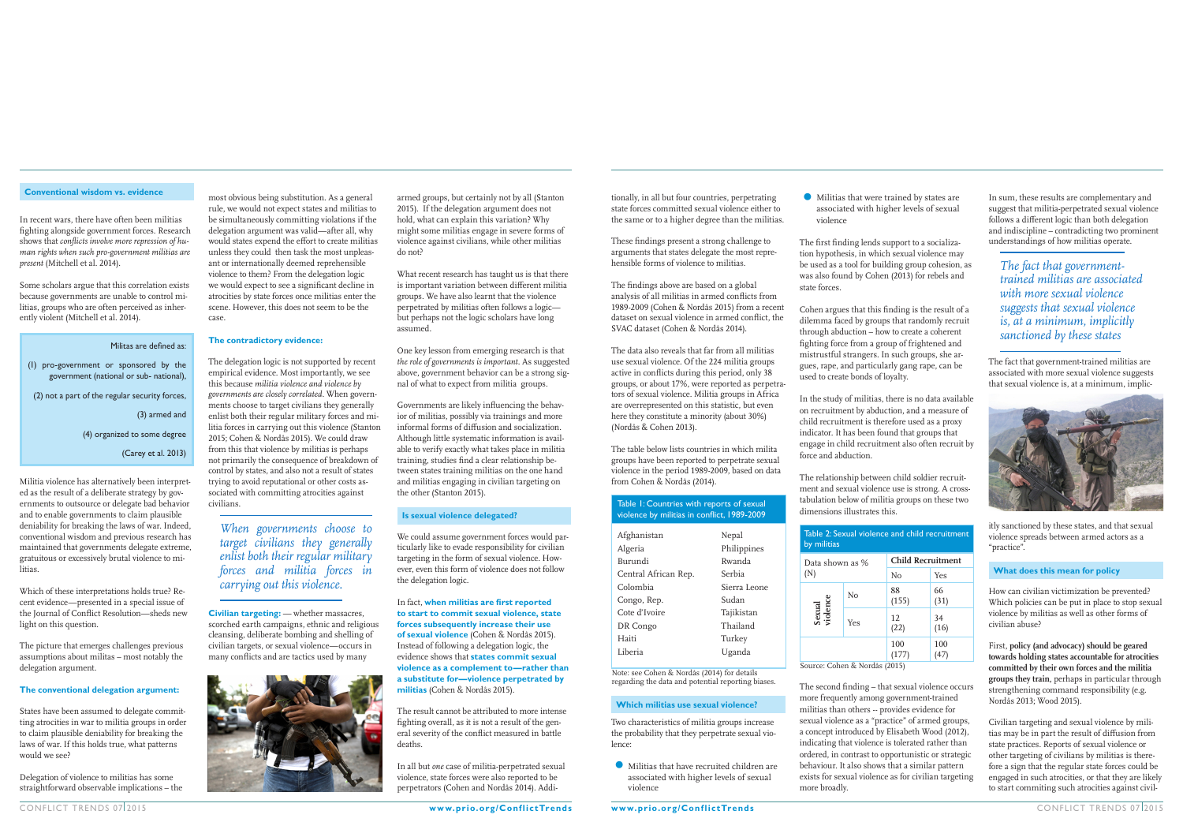## Conventional wisdom vs. evidence

In recent wars, there have often been militias fighting alongside government forces. Research shows that *conflicts involve more repression of human rights when such pro-government militias are present* (Mitchell et al. 2014).

Some scholars argue that this correlation exists because governments are unable to control militias, groups who are often perceived as inherently violent (Mitchell et al. 2014).

Militas are defined as:

(1) pro-government or sponsored by the government (national or sub- national),

(2) not a part of the regular security forces,

(3) armed and

(4) organized to some degree

(Carey et al. 2013)

Militia violence has alternatively been interpreted as the result of a deliberate strategy by governments to outsource or delegate bad behavior and to enable governments to claim plausible deniability for breaking the laws of war. Indeed, conventional wisdom and previous research has maintained that governments delegate extreme, gratuitous or excessively brutal violence to militias.

Which of these interpretations holds true? Recent evidence—presented in a special issue of the Journal of Conflict Resolution—sheds new light on this question.

The picture that emerges challenges previous assumptions about militas – most notably the delegation argument.

## The conventional delegation argument:

States have been assumed to delegate committing atrocities in war to militia groups in order to claim plausible deniability for breaking the laws of war. If this holds true, what patterns would we see?

Delegation of violence to militias has some straightforward observable implications – the most obvious being substitution. As a general rule, we would not expect states and militias to be simultaneously committing violations if the delegation argument was valid—after all, why would states expend the effort to create militias unless they could then task the most unpleasant or internationally deemed reprehensible violence to them? From the delegation logic we would expect to see a significant decline in atrocities by state forces once militias enter the scene. However, this does not seem to be the case.

## The contradictory evidence:

The delegation logic is not supported by recent empirical evidence. Most importantly, we see this because *militia violence and violence by governments are closely correlated*. When governments choose to target civilians they generally enlist both their regular military forces and militia forces in carrying out this violence (Stanton 2015; Cohen & Nordås 2015). We could draw from this that violence by militias is perhaps not primarily the consequence of breakdown of control by states, and also not a result of states trying to avoid reputational or other costs associated with committing atrocities against civilians.

*When governments choose to target civilians they generally enlist both their regular military forces and militia forces in carrying out this violence.*

**Civilian targeting:** — whether massacres, scorched earth campaigns, ethnic and religious cleansing, deliberate bombing and shelling of civilian targets, or sexual violence—occurs in many conflicts and are tactics used by many armed groups, but certainly not by all (Stanton 2015). If the delegation argument does not hold, what can explain this variation? Why might some militias engage in severe forms of violence against civilians, while other militias do not?

What recent research has taught us is that there is important variation between different militia groups. We have also learnt that the violence perpetrated by militias often follows a logic—but perhaps not the logic scholars have long assumed.

One key lesson from emerging research is that *the role of governments is important*. As suggested above, government behavior can be a strong signal of what to expect from militia groups.

Governments are likely influencing the behavior of militias, possibly via trainings and more informal forms of diffusion and socialization. Although little systematic information is available to verify exactly what takes place in militia training, studies find a clear relationship between states training militias on the one hand and militias engaging in civilian targeting on the other (Stanton 2015).

## Is sexual violence delegated?

We could assume government forces would particularly like to evade responsibility for civilian targeting in the form of sexual violence. However, even this form of violence does not follow the delegation logic.

In fact, **when militias are first reported to start to commit sexual violence, state forces subsequently increase their use of sexual violence** (Cohen & Nordås 2015). Instead of following a delegation logic, the evidence shows that **states commit sexual violence as a complement to—rather than a substitute for—violence perpetrated by militias** (Cohen & Nordås 2015).

The result cannot be attributed to more intense fighting overall, as it is not a result of the general severity of the conflict measured in battle deaths.

In all but *one* case of militia-perpetrated sexual violence, state forces were also reported to be perpetrators (Cohen and Nordås 2014). Additionally, in all but four countries, perpetrating state forces committed sexual violence either to the same or to a higher degree than the militias.

These findings present a strong challenge to arguments that states delegate the most reprehensible forms of violence to militias.

The findings above are based on a global analysis of all militias in armed conflicts from 1989-2009 (Cohen & Nordås 2015) from a recent dataset on sexual violence in armed conflict, the SVAC dataset (Cohen & Nordås 2014).

The data also reveals that far from all militias use sexual violence. Of the 224 militia groups active in conflicts during this period, only 38 groups, or about 17%, were reported as perpetrators of sexual violence. Militia groups in Africa are overrepresented on this statistic, but even here they constitute a minority (about 30%) (Nordås & Cohen 2013).

The table below lists countries in which milita groups have been reported to perpetrate sexual violence in the period 1989-2009, based on data from Cohen & Nordås (2014).

**Table 1: Countries with reports of sexual violence by militias in conflict, 1989-2009**

| | |
|---|---|
| Afghanistan | Nepal |
| Algeria | Philippines |
| Burundi | Rwanda |
| Central African Rep. | Serbia |
| Colombia | Sierra Leone |
| Congo, Rep. | Sudan |
| Cote d'Ivoire | Tajikistan |
| DR Congo | Thailand |
| Haiti | Turkey |
| Liberia | Uganda |

Note: see Cohen & Nordås (2014) for details regarding the data and potential reporting biases.

## Which militias use sexual violence?

Two characteristics of militia groups increase the probability that they perpetrate sexual violence:

- Militias that have recruited children are associated with higher levels of sexual violence
- Militias that were trained by states are associated with higher levels of sexual violence

The first finding lends support to a socialization hypothesis, in which sexual violence may be used as a tool for building group cohesion, as was also found by Cohen (2013) for rebels and state forces.

Cohen argues that this finding is the result of a dilemma faced by groups that randomly recruit through abduction – how to create a coherent fighting force from a group of frightened and mistrustful strangers. In such groups, she argues, rape, and particularly gang rape, can be used to create bonds of loyalty.

In the study of militias, there is no data available on recruitment by abduction, and a measure of child recruitment is therefore used as a proxy indicator. It has been found that groups that engage in child recruitment also often recruit by force and abduction.

The relationship between child soldier recruitment and sexual violence is strong. A cross-tabulation below of militia groups on these two dimensions illustrates this.

**Table 2: Sexual violence and child recruitment by militias**

| Data shown as % (N) | | Child Recruitment | |
|---|---|---|---|
| | | No | Yes |
| Sexual violence | No | 88 (155) | 66 (31) |
| | Yes | 12 (22) | 34 (16) |
| | | 100 (177) | 100 (47) |

Source: Cohen & Nordås (2015)

The second finding – that sexual violence occurs more frequently among government-trained militias than others -- provides evidence for sexual violence as a "practice" of armed groups, a concept introduced by Elisabeth Wood (2012), indicating that violence is tolerated rather than ordered, in contrast to opportunistic or strategic behaviour. It also shows that a similar pattern exists for sexual violence as for civilian targeting more broadly.

In sum, these results are complementary and suggest that militia-perpetrated sexual violence follows a different logic than both delegation and indiscipline – contradicting two prominent understandings of how militias operate.

*The fact that government-trained militias are associated with more sexual violence suggests that sexual violence is, at a minimum, implicitly sanctioned by these states*

The fact that government-trained militias are associated with more sexual violence suggests that sexual violence is, at a minimum, implicitly sanctioned by these states, and that sexual violence spreads between armed actors as a "practice".

## What does this mean for policy

How can civilian victimization be prevented? Which policies can be put in place to stop sexual violence by militias as well as other forms of civilian abuse?

First, **policy (and advocacy) should be geared towards holding states accountable for atrocities committed by their own forces and the militia groups they train,** perhaps in particular through strengthening command responsibility (e.g. Nordås 2013; Wood 2015).

Civilian targeting and sexual violence by militias may be in part the result of diffusion from state practices. Reports of sexual violence or other targeting of civilians by militias is therefore a sign that the regular state forces could be engaged in such atrocities, or that they are likely to start to commiting such atrocities against civil-